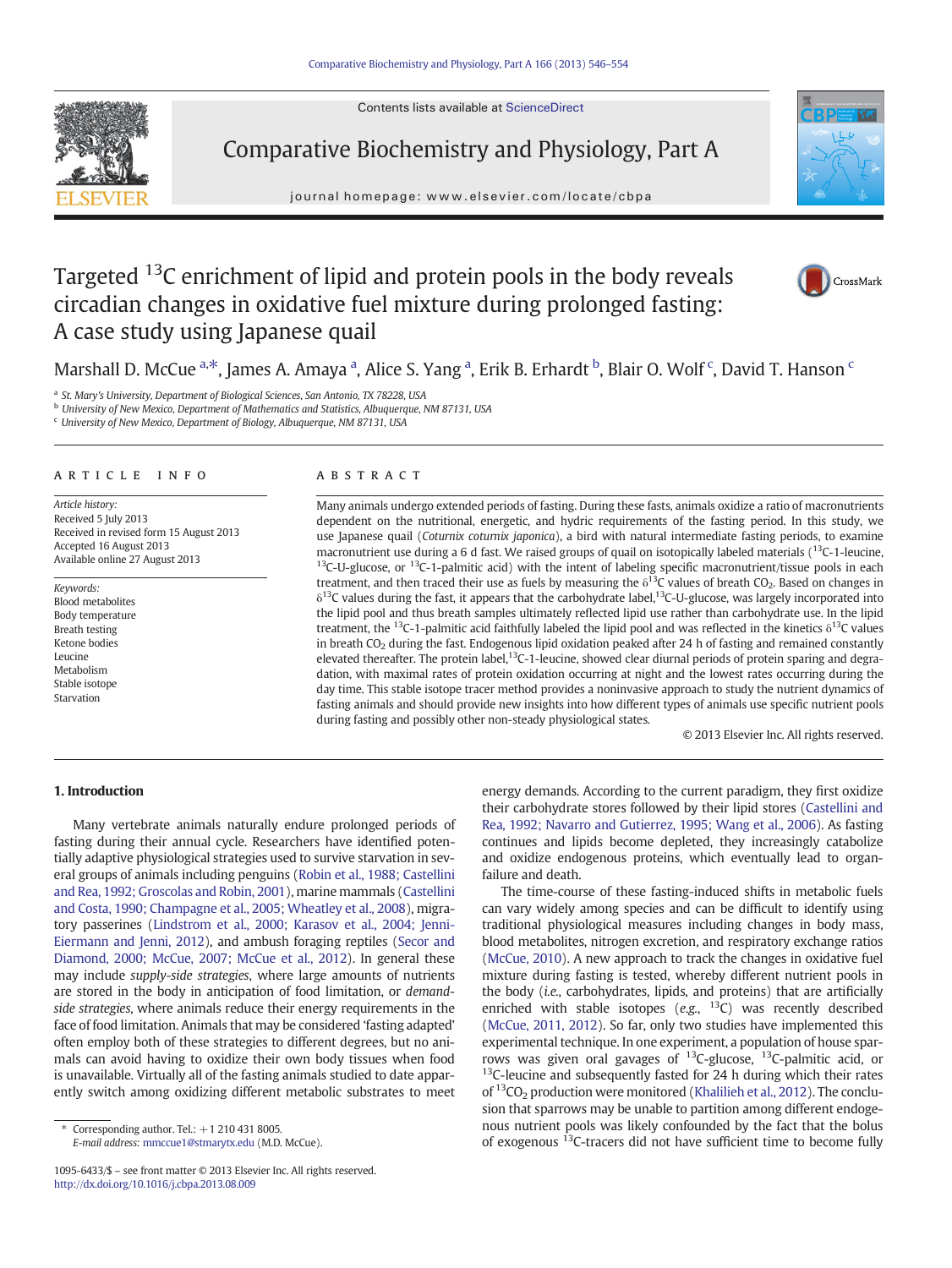# Targeted $^{13}C$ enrichment of lipid and protein pools in the body reveals circadian changes in oxidative fuel mixture during prolonged fasting: A case study using Japanese quail

Marshall D. McCue [a,*], James A. Amaya [a], Alice S. Yang [a], Erik B. Erhardt [b], Blair O. Wolf [c], David T. Hanson [c]

[a] St. Mary's University, Department of Biological Sciences, San Antonio, TX 78228, USA
[b] University of New Mexico, Department of Mathematics and Statistics, Albuquerque, NM 87131, USA
[c] University of New Mexico, Department of Biology, Albuquerque, NM 87131, USA

## ARTICLE INFO

*Article history:*
Received 5 July 2013
Received in revised form 15 August 2013
Accepted 16 August 2013
Available online 27 August 2013

*Keywords:*
Blood metabolites
Body temperature
Breath testing
Ketone bodies
Leucine
Metabolism
Stable isotope
Starvation

## ABSTRACT

Many animals undergo extended periods of fasting. During these fasts, animals oxidize a ratio of macronutrients dependent on the nutritional, energetic, and hydric requirements of the fasting period. In this study, we use Japanese quail (*Coturnix coturnix japonica*), a bird with natural intermediate fasting periods, to examine macronutrient use during a 6 d fast. We raised groups of quail on isotopically labeled materials ($^{13}C$-1-leucine, $^{13}C$-U-glucose, or $^{13}C$-1-palmitic acid) with the intent of labeling specific macronutrient/tissue pools in each treatment, and then traced their use as fuels by measuring the $\delta^{13}C$ values of breath $CO_2$. Based on changes in $\delta^{13}C$ values during the fast, it appears that the carbohydrate label, $^{13}C$-U-glucose, was largely incorporated into the lipid pool and thus breath samples ultimately reflected lipid use rather than carbohydrate use. In the lipid treatment, the $^{13}C$-1-palmitic acid faithfully labeled the lipid pool and was reflected in the kinetics $\delta^{13}C$ values in breath $CO_2$ during the fast. Endogenous lipid oxidation peaked after 24 h of fasting and remained constantly elevated thereafter. The protein label, $^{13}C$-1-leucine, showed clear diurnal periods of protein sparing and degradation, with maximal rates of protein oxidation occurring at night and the lowest rates occurring during the day time. This stable isotope tracer method provides a noninvasive approach to study the nutrient dynamics of fasting animals and should provide new insights into how different types of animals use specific nutrient pools during fasting and possibly other non-steady physiological states.

© 2013 Elsevier Inc. All rights reserved.

## 1. Introduction

Many vertebrate animals naturally endure prolonged periods of fasting during their annual cycle. Researchers have identified potentially adaptive physiological strategies used to survive starvation in several groups of animals including penguins (Robin et al., 1988; Castellini and Rea, 1992; Groscolas and Robin, 2001), marine mammals (Castellini and Costa, 1990; Champagne et al., 2005; Wheatley et al., 2008), migratory passerines (Lindstrom et al., 2000; Karasov et al., 2004; Jenni-Eiermann and Jenni, 2012), and ambush foraging reptiles (Secor and Diamond, 2000; McCue, 2007; McCue et al., 2012). In general these may include *supply-side strategies*, where large amounts of nutrients are stored in the body in anticipation of food limitation, or *demand-side strategies*, where animals reduce their energy requirements in the face of food limitation. Animals that may be considered 'fasting adapted' often employ both of these strategies to different degrees, but no animals can avoid having to oxidize their own body tissues when food is unavailable. Virtually all of the fasting animals studied to date apparently switch among oxidizing different metabolic substrates to meet energy demands. According to the current paradigm, they first oxidize their carbohydrate stores followed by their lipid stores (Castellini and Rea, 1992; Navarro and Gutierrez, 1995; Wang et al., 2006). As fasting continues and lipids become depleted, they increasingly catabolize and oxidize endogenous proteins, which eventually lead to organ-failure and death.

The time-course of these fasting-induced shifts in metabolic fuels can vary widely among species and can be difficult to identify using traditional physiological measures including changes in body mass, blood metabolites, nitrogen excretion, and respiratory exchange ratios (McCue, 2010). A new approach to track the changes in oxidative fuel mixture during fasting is tested, whereby different nutrient pools in the body (*i.e.*, carbohydrates, lipids, and proteins) that are artificially enriched with stable isotopes (*e.g.*, $^{13}C$) was recently described (McCue, 2011, 2012). So far, only two studies have implemented this experimental technique. In one experiment, a population of house sparrows was given oral gavages of $^{13}C$-glucose, $^{13}C$-palmitic acid, or $^{13}C$-leucine and subsequently fasted for 24 h during which their rates of $^{13}CO_2$ production were monitored (Khalilieh et al., 2012). The conclusion that sparrows may be unable to partition among different endogenous nutrient pools was likely confounded by the fact that the bolus of exogenous $^{13}C$-tracers did not have sufficient time to become fully

\* Corresponding author. Tel.: +1 210 431 8005.
E-mail address: mmccue1@stmarytx.edu (M.D. McCue).

1095-6433/$ – see front matter © 2013 Elsevier Inc. All rights reserved.
http://dx.doi.org/10.1016/j.cbpa.2013.08.009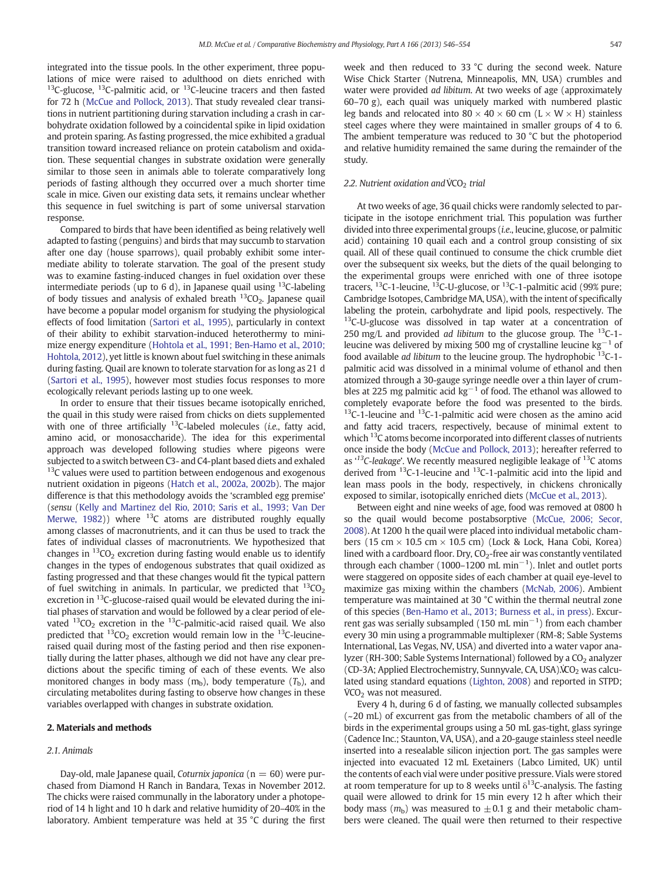integrated into the tissue pools. In the other experiment, three populations of mice were raised to adulthood on diets enriched with $^{13}$C-glucose, $^{13}$C-palmitic acid, or $^{13}$C-leucine tracers and then fasted for 72 h (McCue and Pollock, 2013). That study revealed clear transitions in nutrient partitioning during starvation including a crash in carbohydrate oxidation followed by a coincidental spike in lipid oxidation and protein sparing. As fasting progressed, the mice exhibited a gradual transition toward increased reliance on protein catabolism and oxidation. These sequential changes in substrate oxidation were generally similar to those seen in animals able to tolerate comparatively long periods of fasting although they occurred over a much shorter time scale in mice. Given our existing data sets, it remains unclear whether this sequence in fuel switching is part of some universal starvation response.

Compared to birds that have been identified as being relatively well adapted to fasting (penguins) and birds that may succumb to starvation after one day (house sparrows), quail probably exhibit some intermediate ability to tolerate starvation. The goal of the present study was to examine fasting-induced changes in fuel oxidation over these intermediate periods (up to 6 d), in Japanese quail using $^{13}$C-labeling of body tissues and analysis of exhaled breath $^{13}CO_2$. Japanese quail have become a popular model organism for studying the physiological effects of food limitation (Sartori et al., 1995), particularly in context of their ability to exhibit starvation-induced heterothermy to minimize energy expenditure (Hohtola et al., 1991; Ben-Hamo et al., 2010; Hohtola, 2012), yet little is known about fuel switching in these animals during fasting. Quail are known to tolerate starvation for as long as 21 d (Sartori et al., 1995), however most studies focus responses to more ecologically relevant periods lasting up to one week.

In order to ensure that their tissues became isotopically enriched, the quail in this study were raised from chicks on diets supplemented with one of three artificially $^{13}$C-labeled molecules (*i.e.*, fatty acid, amino acid, or monosaccharide). The idea for this experimental approach was developed following studies where pigeons were subjected to a switch between C3- and C4-plant based diets and exhaled $^{13}$C values were used to partition between endogenous and exogenous nutrient oxidation in pigeons (Hatch et al., 2002a, 2002b). The major difference is that this methodology avoids the 'scrambled egg premise' (*sensu* (Kelly and Martinez del Rio, 2010; Saris et al., 1993; Van Der Merwe, 1982)) where $^{13}$C atoms are distributed roughly equally among classes of macronutrients, and it can thus be used to track the fates of individual classes of macronutrients. We hypothesized that changes in $^{13}CO_2$ excretion during fasting would enable us to identify changes in the types of endogenous substrates that quail oxidized as fasting progressed and that these changes would fit the typical pattern of fuel switching in animals. In particular, we predicted that $^{13}CO_2$ excretion in $^{13}$C-glucose-raised quail would be elevated during the initial phases of starvation and would be followed by a clear period of elevated $^{13}CO_2$ excretion in the $^{13}$C-palmitic-acid raised quail. We also predicted that $^{13}CO_2$ excretion would remain low in the $^{13}$C-leucine-raised quail during most of the fasting period and then rise exponentially during the latter phases, although we did not have any clear predictions about the specific timing of each of these events. We also monitored changes in body mass ($m_b$), body temperature ($T_b$), and circulating metabolites during fasting to observe how changes in these variables overlapped with changes in substrate oxidation.

## 2. Materials and methods

### 2.1. Animals

Day-old, male Japanese quail, *Coturnix japonica* (n = 60) were purchased from Diamond H Ranch in Bandara, Texas in November 2012. The chicks were raised communally in the laboratory under a photoperiod of 14 h light and 10 h dark and relative humidity of 20–40% in the laboratory. Ambient temperature was held at 35 °C during the first week and then reduced to 33 °C during the second week. Nature Wise Chick Starter (Nutrena, Minneapolis, MN, USA) crumbles and water were provided *ad libitum*. At two weeks of age (approximately 60–70 g), each quail was uniquely marked with numbered plastic leg bands and relocated into 80 × 40 × 60 cm (L × W × H) stainless steel cages where they were maintained in smaller groups of 4 to 6. The ambient temperature was reduced to 30 °C but the photoperiod and relative humidity remained the same during the remainder of the study.

### 2.2. Nutrient oxidation and $\dot{V}CO_2$ trial

At two weeks of age, 36 quail chicks were randomly selected to participate in the isotope enrichment trial. This population was further divided into three experimental groups (*i.e.*, leucine, glucose, or palmitic acid) containing 10 quail each and a control group consisting of six quail. All of these quail continued to consume the chick crumble diet over the subsequent six weeks, but the diets of the quail belonging to the experimental groups were enriched with one of three isotope tracers, $^{13}$C-1-leucine, $^{13}$C-U-glucose, or $^{13}$C-1-palmitic acid (99% pure; Cambridge Isotopes, Cambridge MA, USA), with the intent of specifically labeling the protein, carbohydrate and lipid pools, respectively. The $^{13}$C-U-glucose was dissolved in tap water at a concentration of 250 mg/L and provided *ad libitum* to the glucose group. The $^{13}$C-1-leucine was delivered by mixing 500 mg of crystalline leucine $kg^{-1}$ of food available *ad libitum* to the leucine group. The hydrophobic $^{13}$C-1-palmitic acid was dissolved in a minimal volume of ethanol and then atomized through a 30-gauge syringe needle over a thin layer of crumbles at 225 mg palmitic acid $kg^{-1}$ of food. The ethanol was allowed to completely evaporate before the food was presented to the birds. $^{13}$C-1-leucine and $^{13}$C-1-palmitic acid were chosen as the amino acid and fatty acid tracers, respectively, because of minimal extent to which $^{13}$C atoms become incorporated into different classes of nutrients once inside the body (McCue and Pollock, 2013); hereafter referred to as '*$^{13}$C-leakage*'. We recently measured negligible leakage of $^{13}$C atoms derived from $^{13}$C-1-leucine and $^{13}$C-1-palmitic acid into the lipid and lean mass pools in the body, respectively, in chickens chronically exposed to similar, isotopically enriched diets (McCue et al., 2013).

Between eight and nine weeks of age, food was removed at 0800 h so the quail would become postabsorptive (McCue, 2006; Secor, 2008). At 1200 h the quail were placed into individual metabolic chambers (15 cm × 10.5 cm × 10.5 cm) (Lock & Lock, Hana Cobi, Korea) lined with a cardboard floor. Dry, $CO_2$-free air was constantly ventilated through each chamber (1000–1200 mL $min^{-1}$). Inlet and outlet ports were staggered on opposite sides of each chamber at quail eye-level to maximize gas mixing within the chambers (McNab, 2006). Ambient temperature was maintained at 30 °C within the thermal neutral zone of this species (Ben-Hamo et al., 2013; Burness et al., in press). Excurrent gas was serially subsampled (150 mL $min^{-1}$) from each chamber every 30 min using a programmable multiplexer (RM-8; Sable Systems International, Las Vegas, NV, USA) and diverted into a water vapor analyzer (RH-300; Sable Systems International) followed by a $CO_2$ analyzer (CD-3A; Applied Electrochemistry, Sunnyvale, CA, USA).$\dot{V}CO_2$ was calculated using standard equations (Lighton, 2008) and reported in STPD; $\dot{V}CO_2$ was not measured.

Every 4 h, during 6 d of fasting, we manually collected subsamples (~20 mL) of excurrent gas from the metabolic chambers of all of the birds in the experimental groups using a 50 mL gas-tight, glass syringe (Cadence Inc.; Staunton, VA, USA), and a 20-gauge stainless steel needle inserted into a resealable silicon injection port. The gas samples were injected into evacuated 12 mL Exetainers (Labco Limited, UK) until the contents of each vial were under positive pressure. Vials were stored at room temperature for up to 8 weeks until $\delta^{13}$C-analysis. The fasting quail were allowed to drink for 15 min every 12 h after which their body mass ($m_b$) was measured to ±0.1 g and their metabolic chambers were cleaned. The quail were then returned to their respective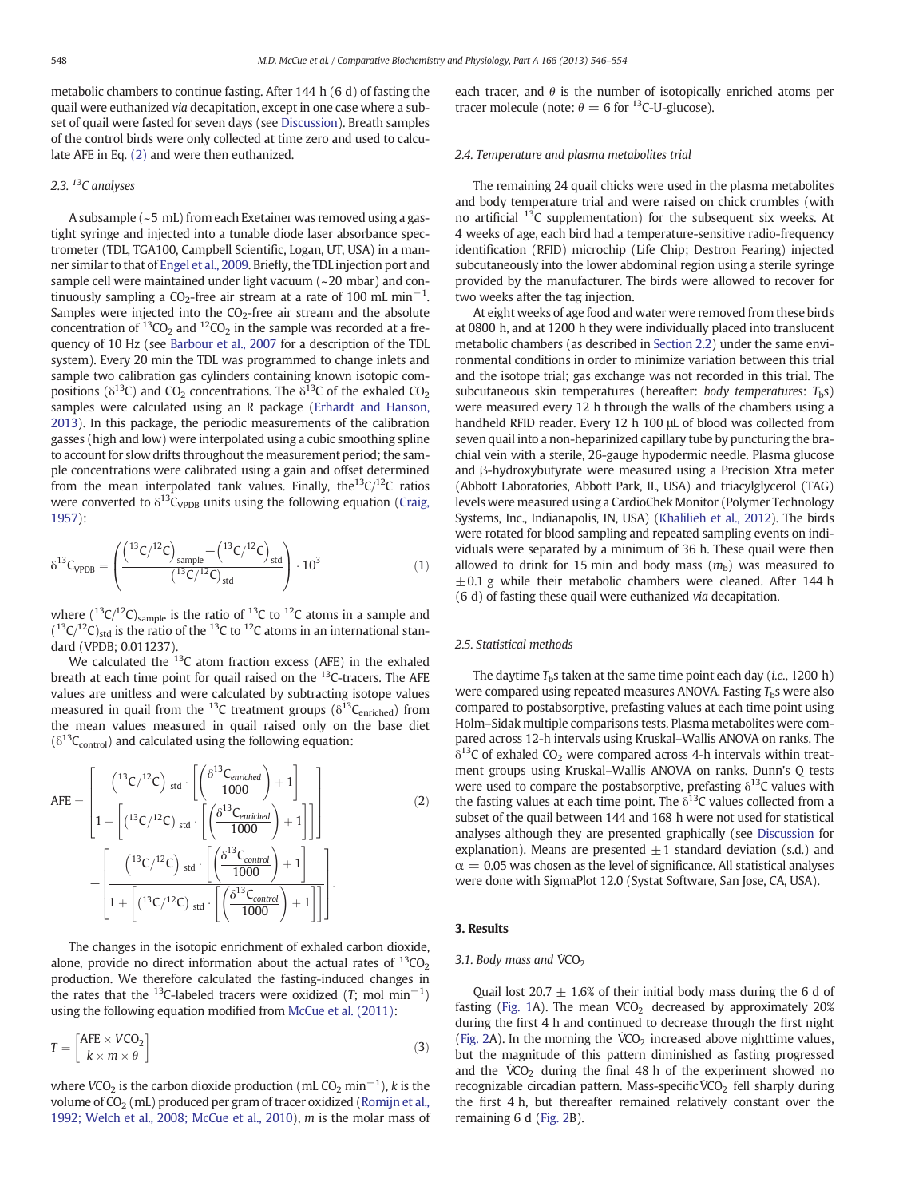metabolic chambers to continue fasting. After 144 h (6 d) of fasting the quail were euthanized *via* decapitation, except in one case where a subset of quail were fasted for seven days (see Discussion). Breath samples of the control birds were only collected at time zero and used to calculate AFE in Eq. (2) and were then euthanized.

### 2.3. $^{13}C$ analyses

A subsample (~5 mL) from each Exetainer was removed using a gas-tight syringe and injected into a tunable diode laser absorbance spectrometer (TDL, TGA100, Campbell Scientific, Logan, UT, USA) in a manner similar to that of Engel et al., 2009. Briefly, the TDL injection port and sample cell were maintained under light vacuum (~20 mbar) and continuously sampling a $CO_2$-free air stream at a rate of 100 mL min$^{-1}$. Samples were injected into the $CO_2$-free air stream and the absolute concentration of $^{13}CO_2$ and $^{12}CO_2$ in the sample was recorded at a frequency of 10 Hz (see Barbour et al., 2007 for a description of the TDL system). Every 20 min the TDL was programmed to change inlets and sample two calibration gas cylinders containing known isotopic compositions ($\delta^{13}C$) and $CO_2$ concentrations. The $\delta^{13}C$ of the exhaled $CO_2$ samples were calculated using an R package (Erhardt and Hanson, 2013). In this package, the periodic measurements of the calibration gasses (high and low) were interpolated using a cubic smoothing spline to account for slow drifts throughout the measurement period; the sample concentrations were calibrated using a gain and offset determined from the mean interpolated tank values. Finally, the $^{13}C/^{12}C$ ratios were converted to $\delta^{13}C_{VPDB}$ units using the following equation (Craig, 1957):

$$\delta^{13}C_{VPDB} = \left( \frac{\left(^{13}C/^{12}C\right)_{sample} - \left(^{13}C/^{12}C\right)_{std}}{\left(^{13}C/^{12}C\right)_{std}} \right) \cdot 10^3 \tag{1}$$

where $(^{13}C/^{12}C)_{sample}$ is the ratio of $^{13}C$ to $^{12}C$ atoms in a sample and $(^{13}C/^{12}C)_{std}$ is the ratio of the $^{13}C$ to $^{12}C$ atoms in an international standard (VPDB; 0.011237).

We calculated the $^{13}C$ atom fraction excess (AFE) in the exhaled breath at each time point for quail raised on the $^{13}C$-tracers. The AFE values are unitless and were calculated by subtracting isotope values measured in quail from the $^{13}C$ treatment groups ($\delta^{13}C_{enriched}$) from the mean values measured in quail raised only on the base diet ($\delta^{13}C_{control}$) and calculated using the following equation:

$$\mathrm{AFE} = \left[ \frac{\left(^{13}C/^{12}C\right)_{std} \cdot \left[ \left( \frac{\delta^{13}C_{enriched}}{1000} \right) + 1 \right]}{1 + \left[ \left(^{13}C/^{12}C\right)_{std} \cdot \left[ \left( \frac{\delta^{13}C_{enriched}}{1000} \right) + 1 \right] \right]} \right] - \left[ \frac{\left(^{13}C/^{12}C\right)_{std} \cdot \left[ \left( \frac{\delta^{13}C_{control}}{1000} \right) + 1 \right]}{1 + \left[ \left(^{13}C/^{12}C\right)_{std} \cdot \left[ \left( \frac{\delta^{13}C_{control}}{1000} \right) + 1 \right] \right]} \right]. \tag{2}$$

The changes in the isotopic enrichment of exhaled carbon dioxide, alone, provide no direct information about the actual rates of $^{13}CO_2$ production. We therefore calculated the fasting-induced changes in the rates that the $^{13}C$-labeled tracers were oxidized ($T$; mol min$^{-1}$) using the following equation modified from McCue et al. (2011):

$$T = \left[ \frac{\mathrm{AFE} \times VCO_2}{k \times m \times \theta} \right] \tag{3}$$

where $VCO_2$ is the carbon dioxide production (mL $CO_2$ min$^{-1}$), $k$ is the volume of $CO_2$ (mL) produced per gram of tracer oxidized (Romijn et al., 1992; Welch et al., 2008; McCue et al., 2010), $m$ is the molar mass of each tracer, and $\theta$ is the number of isotopically enriched atoms per tracer molecule (note: $\theta = 6$ for $^{13}C$-U-glucose).

### 2.4. Temperature and plasma metabolites trial

The remaining 24 quail chicks were used in the plasma metabolites and body temperature trial and were raised on chick crumbles (with no artificial $^{13}C$ supplementation) for the subsequent six weeks. At 4 weeks of age, each bird had a temperature-sensitive radio-frequency identification (RFID) microchip (Life Chip; Destron Fearing) injected subcutaneously into the lower abdominal region using a sterile syringe provided by the manufacturer. The birds were allowed to recover for two weeks after the tag injection.

At eight weeks of age food and water were removed from these birds at 0800 h, and at 1200 h they were individually placed into translucent metabolic chambers (as described in Section 2.2) under the same environmental conditions in order to minimize variation between this trial and the isotope trial; gas exchange was not recorded in this trial. The subcutaneous skin temperatures (hereafter: *body temperatures*: $T_b$s) were measured every 12 h through the walls of the chambers using a handheld RFID reader. Every 12 h 100 μL of blood was collected from seven quail into a non-heparinized capillary tube by puncturing the brachial vein with a sterile, 26-gauge hypodermic needle. Plasma glucose and β-hydroxybutyrate were measured using a Precision Xtra meter (Abbott Laboratories, Abbott Park, IL, USA) and triacylglycerol (TAG) levels were measured using a CardioChek Monitor (Polymer Technology Systems, Inc., Indianapolis, IN, USA) (Khalilieh et al., 2012). The birds were rotated for blood sampling and repeated sampling events on individuals were separated by a minimum of 36 h. These quail were then allowed to drink for 15 min and body mass ($m_b$) was measured to $\pm 0.1$ g while their metabolic chambers were cleaned. After 144 h (6 d) of fasting these quail were euthanized *via* decapitation.

### 2.5. Statistical methods

The daytime $T_b$s taken at the same time point each day (*i.e.*, 1200 h) were compared using repeated measures ANOVA. Fasting $T_b$s were also compared to postabsorptive, prefasting values at each time point using Holm–Sidak multiple comparisons tests. Plasma metabolites were compared across 12-h intervals using Kruskal–Wallis ANOVA on ranks. The $\delta^{13}C$ of exhaled $CO_2$ were compared across 4-h intervals within treatment groups using Kruskal–Wallis ANOVA on ranks. Dunn's Q tests were used to compare the postabsorptive, prefasting $\delta^{13}C$ values with the fasting values at each time point. The $\delta^{13}C$ values collected from a subset of the quail between 144 and 168 h were not used for statistical analyses although they are presented graphically (see Discussion for explanation). Means are presented $\pm 1$ standard deviation (s.d.) and $\alpha = 0.05$ was chosen as the level of significance. All statistical analyses were done with SigmaPlot 12.0 (Systat Software, San Jose, CA, USA).

## 3. Results

### 3.1. Body mass and $\dot{V}CO_2$

Quail lost $20.7 \pm 1.6\%$ of their initial body mass during the 6 d of fasting (Fig. 1A). The mean $\dot{V}CO_2$ decreased by approximately 20% during the first 4 h and continued to decrease through the first night (Fig. 2A). In the morning the $\dot{V}CO_2$ increased above nighttime values, but the magnitude of this pattern diminished as fasting progressed and the $\dot{V}CO_2$ during the final 48 h of the experiment showed no recognizable circadian pattern. Mass-specific $\dot{V}CO_2$ fell sharply during the first 4 h, but thereafter remained relatively constant over the remaining 6 d (Fig. 2B).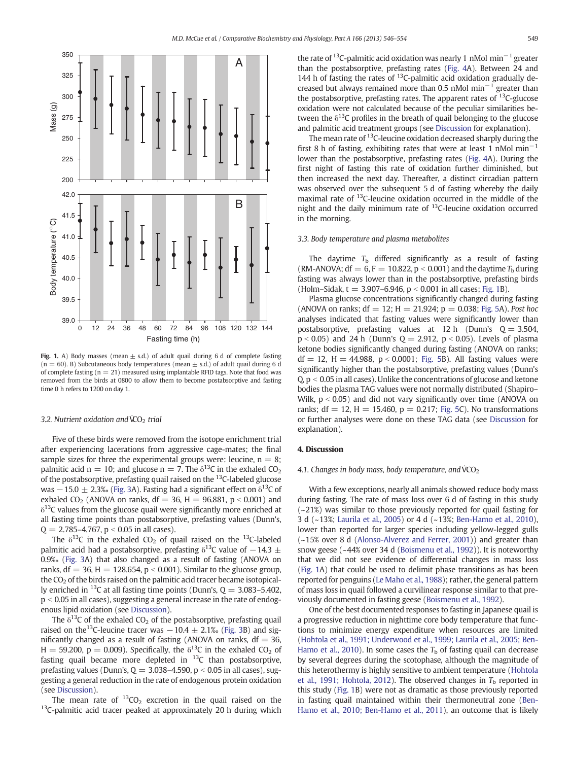Fig. 1. A) Body masses (mean ± s.d.) of adult quail during 6 d of complete fasting (n = 60). B) Subcutaneous body temperatures (mean ± s.d.) of adult quail during 6 d of complete fasting (n = 21) measured using implantable RFID tags. Note that food was removed from the birds at 0800 to allow them to become postabsorptive and fasting time 0 h refers to 1200 on day 1.

### 3.2. Nutrient oxidation and $\dot{V}CO_2$ trial

Five of these birds were removed from the isotope enrichment trial after experiencing lacerations from aggressive cage-mates; the final sample sizes for three the experimental groups were: leucine, n = 8; palmitic acid n = 10; and glucose n = 7. The $\delta^{13}C$ in the exhaled $CO_2$ of the postabsorptive, prefasting quail raised on the $^{13}C$-labeled glucose was −15.0 ± 2.3‰ (Fig. 3A). Fasting had a significant effect on $\delta^{13}C$ of exhaled $CO_2$ (ANOVA on ranks, df = 36, H = 96.881, $p < 0.001$) and $\delta^{13}C$ values from the glucose quail were significantly more enriched at all fasting time points than postabsorptive, prefasting values (Dunn's, Q = 2.785–4.767, $p < 0.05$ in all cases).

The $\delta^{13}C$ in the exhaled $CO_2$ of quail raised on the $^{13}C$-labeled palmitic acid had a postabsorptive, prefasting $\delta^{13}C$ value of −14.3 ± 0.9‰ (Fig. 3A) that also changed as a result of fasting (ANOVA on ranks, df = 36, H = 128.654, $p < 0.001$). Similar to the glucose group, the $CO_2$ of the birds raised on the palmitic acid tracer became isotopically enriched in $^{13}C$ at all fasting time points (Dunn's, Q = 3.083–5.402, $p < 0.05$ in all cases), suggesting a general increase in the rate of endogenous lipid oxidation (see Discussion).

The $\delta^{13}C$ of the exhaled $CO_2$ of the postabsorptive, prefasting quail raised on the $^{13}C$-leucine tracer was −10.4 ± 2.1‰ (Fig. 3B) and significantly changed as a result of fasting (ANOVA on ranks, df = 36, H = 59.200, p = 0.009). Specifically, the $\delta^{13}C$ in the exhaled $CO_2$ of fasting quail became more depleted in $^{13}C$ than postabsorptive, prefasting values (Dunn's, Q = 3.038–4.590, $p < 0.05$ in all cases), suggesting a general reduction in the rate of endogenous protein oxidation (see Discussion).

The mean rate of $^{13}CO_2$ excretion in the quail raised on the $^{13}C$-palmitic acid tracer peaked at approximately 20 h during which the rate of $^{13}C$-palmitic acid oxidation was nearly 1 nMol min$^{-1}$ greater than the postabsorptive, prefasting rates (Fig. 4A). Between 24 and 144 h of fasting the rates of $^{13}C$-palmitic acid oxidation gradually decreased but always remained more than 0.5 nMol min$^{-1}$ greater than the postabsorptive, prefasting rates. The apparent rates of $^{13}C$-glucose oxidation were not calculated because of the peculiar similarities between the $\delta^{13}C$ profiles in the breath of quail belonging to the glucose and palmitic acid treatment groups (see Discussion for explanation).

The mean rate of $^{13}C$-leucine oxidation decreased sharply during the first 8 h of fasting, exhibiting rates that were at least 1 nMol min$^{-1}$ lower than the postabsorptive, prefasting rates (Fig. 4A). During the first night of fasting this rate of oxidation further diminished, but then increased the next day. Thereafter, a distinct circadian pattern was observed over the subsequent 5 d of fasting whereby the daily maximal rate of $^{13}C$-leucine oxidation occurred in the middle of the night and the daily minimum rate of $^{13}C$-leucine oxidation occurred in the morning.

### 3.3. Body temperature and plasma metabolites

The daytime $T_b$ differed significantly as a result of fasting (RM-ANOVA; df = 6, F = 10.822, $p < 0.001$) and the daytime $T_b$ during fasting was always lower than in the postabsorptive, prefasting birds (Holm–Sidak, t = 3.907–6.946, $p < 0.001$ in all cases; Fig. 1B).

Plasma glucose concentrations significantly changed during fasting (ANOVA on ranks; df = 12; H = 21.924; p = 0.038; Fig. 5A). *Post hoc* analyses indicated that fasting values were significantly lower than postabsorptive, prefasting values at 12 h (Dunn's Q = 3.504, $p < 0.05$) and 24 h (Dunn's Q = 2.912, $p < 0.05$). Levels of plasma ketone bodies significantly changed during fasting (ANOVA on ranks; df = 12, H = 44.988, $p < 0.0001$; Fig. 5B). All fasting values were significantly higher than the postabsorptive, prefasting values (Dunn's Q, $p < 0.05$ in all cases). Unlike the concentrations of glucose and ketone bodies the plasma TAG values were not normally distributed (Shapiro–Wilk, $p < 0.05$) and did not vary significantly over time (ANOVA on ranks; df = 12, H = 15.460, p = 0.217; Fig. 5C). No transformations or further analyses were done on these TAG data (see Discussion for explanation).

## 4. Discussion

### 4.1. Changes in body mass, body temperature, and $\dot{V}CO_2$

With a few exceptions, nearly all animals showed reduce body mass during fasting. The rate of mass loss over 6 d of fasting in this study (~21%) was similar to those previously reported for quail fasting for 3 d (~13%; Laurila et al., 2005) or 4 d (~13%; Ben-Hamo et al., 2010), lower than reported for larger species including yellow-legged gulls (~15% over 8 d (Alonso-Alverez and Ferrer, 2001)) and greater than snow geese (~44% over 34 d (Boismenu et al., 1992)). It is noteworthy that we did not see evidence of differential changes in mass loss (Fig. 1A) that could be used to delimit phase transitions as has been reported for penguins (Le Maho et al., 1988); rather, the general pattern of mass loss in quail followed a curvilinear response similar to that previously documented in fasting geese (Boismenu et al., 1992).

One of the best documented responses to fasting in Japanese quail is a progressive reduction in nighttime core body temperature that functions to minimize energy expenditure when resources are limited (Hohtola et al., 1991; Underwood et al., 1999; Laurila et al., 2005; Ben-Hamo et al., 2010). In some cases the $T_b$ of fasting quail can decrease by several degrees during the scotophase, although the magnitude of this heterothermy is highly sensitive to ambient temperature (Hohtola et al., 1991; Hohtola, 2012). The observed changes in $T_b$ reported in this study (Fig. 1B) were not as dramatic as those previously reported in fasting quail maintained within their thermoneutral zone (Ben-Hamo et al., 2010; Ben-Hamo et al., 2011), an outcome that is likely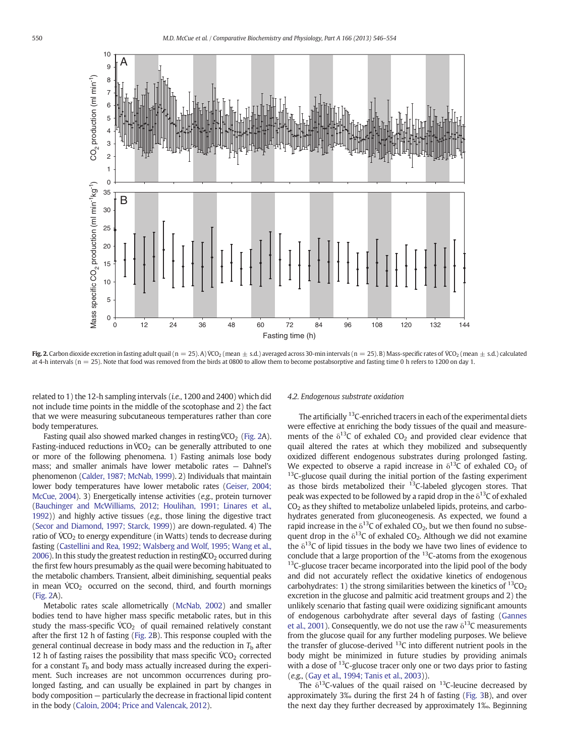**Fig. 2.** Carbon dioxide excretion in fasting adult quail (n = 25). A) $\dot{V}CO_2$ (mean ± s.d.) averaged across 30-min intervals (n = 25). B) Mass-specific rates of $\dot{V}CO_2$ (mean ± s.d.) calculated at 4-h intervals (n = 25). Note that food was removed from the birds at 0800 to allow them to become postabsorptive and fasting time 0 h refers to 1200 on day 1.

related to 1) the 12-h sampling intervals (*i.e.*, 1200 and 2400) which did not include time points in the middle of the scotophase and 2) the fact that we were measuring subcutaneous temperatures rather than core body temperatures.

Fasting quail also showed marked changes in resting $\dot{V}CO_2$ (Fig. 2A). Fasting-induced reductions in $\dot{V}CO_2$ can be generally attributed to one or more of the following phenomena. 1) Fasting animals lose body mass; and smaller animals have lower metabolic rates — Dahnel's phenomenon (Calder, 1987; McNab, 1999). 2) Individuals that maintain lower body temperatures have lower metabolic rates (Geiser, 2004; McCue, 2004). 3) Energetically intense activities (*e.g.*, protein turnover (Bauchinger and McWilliams, 2012; Houlihan, 1991; Linares et al., 1992)) and highly active tissues (*e.g.*, those lining the digestive tract (Secor and Diamond, 1997; Starck, 1999)) are down-regulated. 4) The ratio of $\dot{V}CO_2$ to energy expenditure (in Watts) tends to decrease during fasting (Castellini and Rea, 1992; Walsberg and Wolf, 1995; Wang et al., 2006). In this study the greatest reduction in resting $\dot{V}CO_2$ occurred during the first few hours presumably as the quail were becoming habituated to the metabolic chambers. Transient, albeit diminishing, sequential peaks in mean $\dot{V}CO_2$ occurred on the second, third, and fourth mornings (Fig. 2A).

Metabolic rates scale allometrically (McNab, 2002) and smaller bodies tend to have higher mass specific metabolic rates, but in this study the mass-specific $\dot{V}CO_2$ of quail remained relatively constant after the first 12 h of fasting (Fig. 2B). This response coupled with the general continual decrease in body mass and the reduction in $T_b$ after 12 h of fasting raises the possibility that mass specific $\dot{V}CO_2$ corrected for a constant $T_b$ and body mass actually increased during the experiment. Such increases are not uncommon occurrences during prolonged fasting, and can usually be explained in part by changes in body composition — particularly the decrease in fractional lipid content in the body (Caloin, 2004; Price and Valencak, 2012).

### 4.2. Endogenous substrate oxidation

The artificially $^{13}C$-enriched tracers in each of the experimental diets were effective at enriching the body tissues of the quail and measurements of the $\delta^{13}C$ of exhaled $CO_2$ and provided clear evidence that quail altered the rates at which they mobilized and subsequently oxidized different endogenous substrates during prolonged fasting. We expected to observe a rapid increase in $\delta^{13}C$ of exhaled $CO_2$ of $^{13}C$-glucose quail during the initial portion of the fasting experiment as those birds metabolized their $^{13}C$-labeled glycogen stores. That peak was expected to be followed by a rapid drop in the $\delta^{13}C$ of exhaled $CO_2$ as they shifted to metabolize unlabeled lipids, proteins, and carbohydrates generated from gluconeogenesis. As expected, we found a rapid increase in the $\delta^{13}C$ of exhaled $CO_2$, but we then found no subsequent drop in the $\delta^{13}C$ of exhaled $CO_2$. Although we did not examine the $\delta^{13}C$ of lipid tissues in the body we have two lines of evidence to conclude that a large proportion of the $^{13}C$-atoms from the exogenous $^{13}C$-glucose tracer became incorporated into the lipid pool of the body and did not accurately reflect the oxidative kinetics of endogenous carbohydrates: 1) the strong similarities between the kinetics of $^{13}CO_2$ excretion in the glucose and palmitic acid treatment groups and 2) the unlikely scenario that fasting quail were oxidizing significant amounts of endogenous carbohydrate after several days of fasting (Gannes et al., 2001). Consequently, we do not use the raw $\delta^{13}C$ measurements from the glucose quail for any further modeling purposes. We believe the transfer of glucose-derived $^{13}C$ into different nutrient pools in the body might be minimized in future studies by providing animals with a dose of $^{13}C$-glucose tracer only one or two days prior to fasting (*e.g.*, (Gay et al., 1994; Tanis et al., 2003)).

The $\delta^{13}C$-values of the quail raised on $^{13}C$-leucine decreased by approximately 3‰ during the first 24 h of fasting (Fig. 3B), and over the next day they further decreased by approximately 1‰. Beginning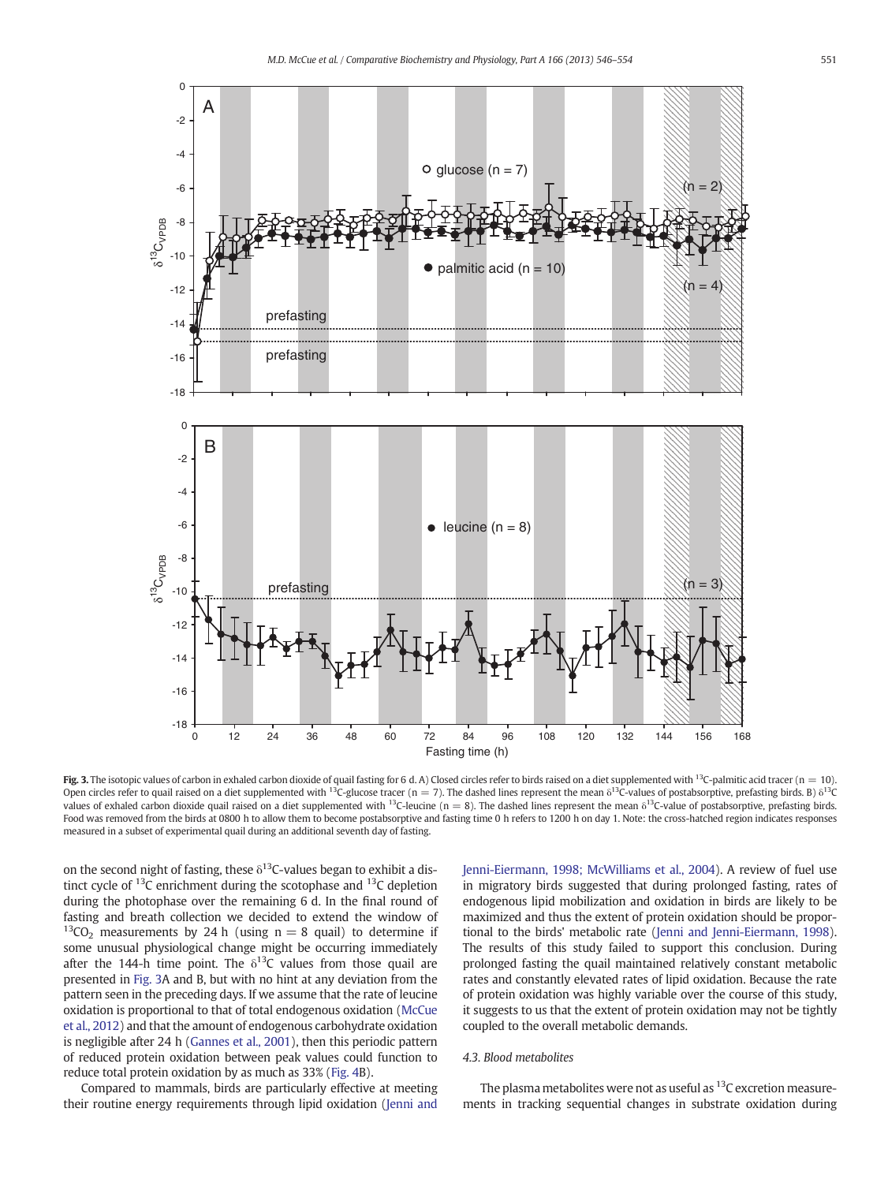**Fig. 3.** The isotopic values of carbon in exhaled carbon dioxide of quail fasting for 6 d. A) Closed circles refer to birds raised on a diet supplemented with $^{13}$C-palmitic acid tracer (n = 10). Open circles refer to quail raised on a diet supplemented with $^{13}$C-glucose tracer (n = 7). The dashed lines represent the mean $\delta^{13}$C-values of postabsorptive, prefasting birds. B) $\delta^{13}$C values of exhaled carbon dioxide quail raised on a diet supplemented with $^{13}$C-leucine (n = 8). The dashed lines represent the mean $\delta^{13}$C-value of postabsorptive, prefasting birds. Food was removed from the birds at 0800 h to allow them to become postabsorptive and fasting time 0 h refers to 1200 h on day 1. Note: the cross-hatched region indicates responses measured in a subset of experimental quail during an additional seventh day of fasting.

on the second night of fasting, these $\delta^{13}$C-values began to exhibit a distinct cycle of $^{13}$C enrichment during the scotophase and $^{13}$C depletion during the photophase over the remaining 6 d. In the final round of fasting and breath collection we decided to extend the window of $^{13}CO_2$ measurements by 24 h (using n = 8 quail) to determine if some unusual physiological change might be occurring immediately after the 144-h time point. The $\delta^{13}$C values from those quail are presented in Fig. 3A and B, but with no hint at any deviation from the pattern seen in the preceding days. If we assume that the rate of leucine oxidation is proportional to that of total endogenous oxidation (McCue et al., 2012) and that the amount of endogenous carbohydrate oxidation is negligible after 24 h (Gannes et al., 2001), then this periodic pattern of reduced protein oxidation between peak values could function to reduce total protein oxidation by as much as 33% (Fig. 4B).

Compared to mammals, birds are particularly effective at meeting their routine energy requirements through lipid oxidation (Jenni and Jenni-Eiermann, 1998; McWilliams et al., 2004). A review of fuel use in migratory birds suggested that during prolonged fasting, rates of endogenous lipid mobilization and oxidation in birds are likely to be maximized and thus the extent of protein oxidation should be proportional to the birds' metabolic rate (Jenni and Jenni-Eiermann, 1998). The results of this study failed to support this conclusion. During prolonged fasting the quail maintained relatively constant metabolic rates and constantly elevated rates of lipid oxidation. Because the rate of protein oxidation was highly variable over the course of this study, it suggests to us that the extent of protein oxidation may not be tightly coupled to the overall metabolic demands.

### 4.3. Blood metabolites

The plasma metabolites were not as useful as $^{13}$C excretion measurements in tracking sequential changes in substrate oxidation during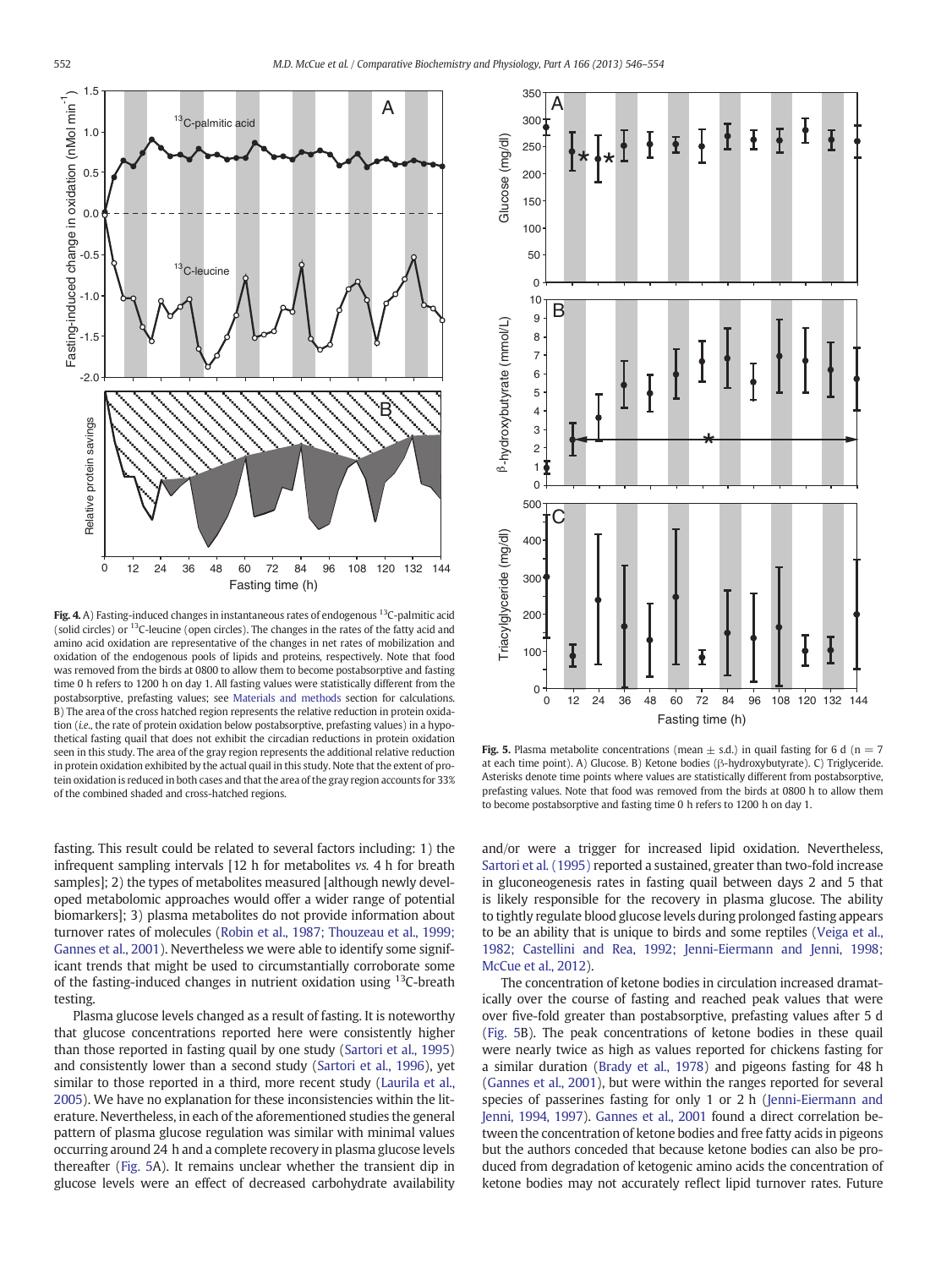**Fig. 4.** A) Fasting-induced changes in instantaneous rates of endogenous $^{13}$C-palmitic acid (solid circles) or $^{13}$C-leucine (open circles). The changes in the rates of the fatty acid and amino acid oxidation are representative of the changes in net rates of mobilization and oxidation of the endogenous pools of lipids and proteins, respectively. Note that food was removed from the birds at 0800 to allow them to become postabsorptive and fasting time 0 h refers to 1200 h on day 1. All fasting values were statistically different from the postabsorptive, prefasting values; see Materials and methods section for calculations. B) The area of the cross hatched region represents the relative reduction in protein oxidation (*i.e.*, the rate of protein oxidation below postabsorptive, prefasting values) in a hypothetical fasting quail that does not exhibit the circadian reductions in protein oxidation seen in this study. The area of the gray region represents the additional relative reduction in protein oxidation exhibited by the actual quail in this study. Note that the extent of protein oxidation is reduced in both cases and that the area of the gray region accounts for 33% of the combined shaded and cross-hatched regions.

**Fig. 5.** Plasma metabolite concentrations (mean ± s.d.) in quail fasting for 6 d (n = 7 at each time point). A) Glucose. B) Ketone bodies (β-hydroxybutyrate). C) Triglyceride. Asterisks denote time points where values are statistically different from postabsorptive, prefasting values. Note that food was removed from the birds at 0800 h to allow them to become postabsorptive and fasting time 0 h refers to 1200 h on day 1.

fasting. This result could be related to several factors including: 1) the infrequent sampling intervals [12 h for metabolites *vs.* 4 h for breath samples]; 2) the types of metabolites measured [although newly developed metabolomic approaches would offer a wider range of potential biomarkers]; 3) plasma metabolites do not provide information about turnover rates of molecules (Robin et al., 1987; Thouzeau et al., 1999; Gannes et al., 2001). Nevertheless we were able to identify some significant trends that might be used to circumstantially corroborate some of the fasting-induced changes in nutrient oxidation using $^{13}$C-breath testing.

Plasma glucose levels changed as a result of fasting. It is noteworthy that glucose concentrations reported here were consistently higher than those reported in fasting quail by one study (Sartori et al., 1995) and consistently lower than a second study (Sartori et al., 1996), yet similar to those reported in a third, more recent study (Laurila et al., 2005). We have no explanation for these inconsistencies within the literature. Nevertheless, in each of the aforementioned studies the general pattern of plasma glucose regulation was similar with minimal values occurring around 24 h and a complete recovery in plasma glucose levels thereafter (Fig. 5A). It remains unclear whether the transient dip in glucose levels were an effect of decreased carbohydrate availability and/or were a trigger for increased lipid oxidation. Nevertheless, Sartori et al. (1995) reported a sustained, greater than two-fold increase in gluconeogenesis rates in fasting quail between days 2 and 5 that is likely responsible for the recovery in plasma glucose. The ability to tightly regulate blood glucose levels during prolonged fasting appears to be an ability that is unique to birds and some reptiles (Veiga et al., 1982; Castellini and Rea, 1992; Jenni-Eiermann and Jenni, 1998; McCue et al., 2012).

The concentration of ketone bodies in circulation increased dramatically over the course of fasting and reached peak values that were over five-fold greater than postabsorptive, prefasting values after 5 d (Fig. 5B). The peak concentrations of ketone bodies in these quail were nearly twice as high as values reported for chickens fasting for a similar duration (Brady et al., 1978) and pigeons fasting for 48 h (Gannes et al., 2001), but were within the ranges reported for several species of passerines fasting for only 1 or 2 h (Jenni-Eiermann and Jenni, 1994, 1997). Gannes et al., 2001 found a direct correlation between the concentration of ketone bodies and free fatty acids in pigeons but the authors conceded that because ketone bodies can also be produced from degradation of ketogenic amino acids the concentration of ketone bodies may not accurately reflect lipid turnover rates. Future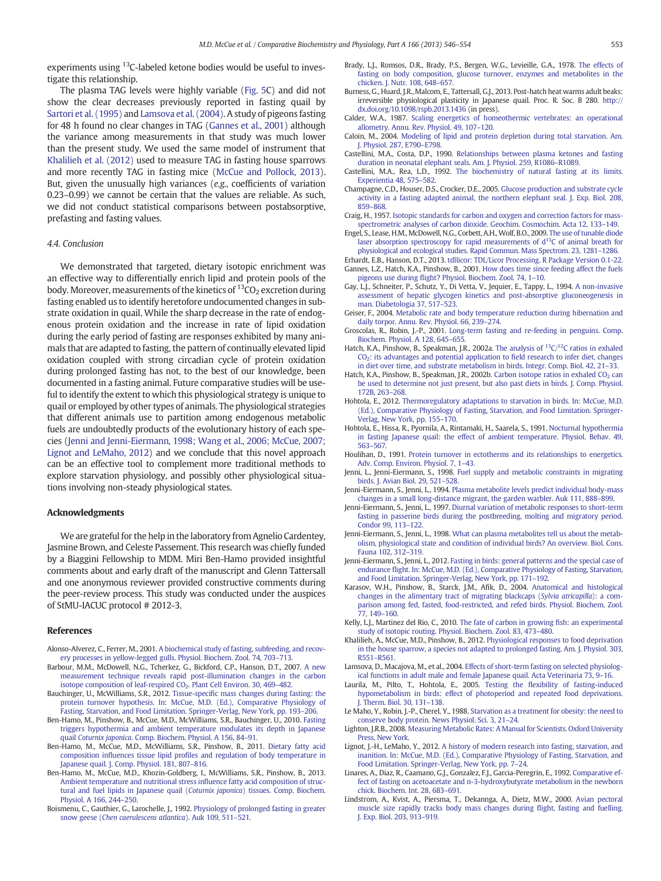experiments using $^{13}C$-labeled ketone bodies would be useful to investigate this relationship.

The plasma TAG levels were highly variable (Fig. 5C) and did not show the clear decreases previously reported in fasting quail by Sartori et al. (1995) and Lamsova et al. (2004). A study of pigeons fasting for 48 h found no clear changes in TAG (Gannes et al., 2001) although the variance among measurements in that study was much lower than the present study. We used the same model of instrument that Khalilieh et al. (2012) used to measure TAG in fasting house sparrows and more recently TAG in fasting mice (McCue and Pollock, 2013). But, given the unusually high variances (*e.g.*, coefficients of variation 0.23–0.99) we cannot be certain that the values are reliable. As such, we did not conduct statistical comparisons between postabsorptive, prefasting and fasting values.

### 4.4. Conclusion

We demonstrated that targeted, dietary isotopic enrichment was an effective way to differentially enrich lipid and protein pools of the body. Moreover, measurements of the kinetics of $^{13}CO_2$ excretion during fasting enabled us to identify heretofore undocumented changes in substrate oxidation in quail. While the sharp decrease in the rate of endogenous protein oxidation and the increase in rate of lipid oxidation during the early period of fasting are responses exhibited by many animals that are adapted to fasting, the pattern of continually elevated lipid oxidation coupled with strong circadian cycle of protein oxidation during prolonged fasting has not, to the best of our knowledge, been documented in a fasting animal. Future comparative studies will be useful to identify the extent to which this physiological strategy is unique to quail or employed by other types of animals. The physiological strategies that different animals use to partition among endogenous metabolic fuels are undoubtedly products of the evolutionary history of each species (Jenni and Jenni-Eiermann, 1998; Wang et al., 2006; McCue, 2007; Lignot and LeMaho, 2012) and we conclude that this novel approach can be an effective tool to complement more traditional methods to explore starvation physiology, and possibly other physiological situations involving non-steady physiological states.

## Acknowledgments

We are grateful for the help in the laboratory from Agnelio Cardentey, Jasmine Brown, and Celeste Passement. This research was chiefly funded by a Biaggini Fellowship to MDM. Miri Ben-Hamo provided insightful comments about and early draft of the manuscript and Glenn Tattersall and one anonymous reviewer provided constructive comments during the peer-review process. This study was conducted under the auspices of StMU-IACUC protocol # 2012-3.

## References

Alonso-Alverez, C., Ferrer, M., 2001. A biochemical study of fasting, subfeeding, and recovery processes in yellow-legged gulls. Physiol. Biochem. Zool. 74, 703–713.

Barbour, M.M., McDowell, N.G., Tcherkez, G., Bickford, C.P., Hanson, D.T., 2007. A new measurement technique reveals rapid post-illumination changes in the carbon isotope composition of leaf-respired $CO_2$. Plant Cell Environ. 30, 469–482.

Bauchinger, U., McWilliams, S.R., 2012. Tissue-specific mass changes during fasting: the protein turnover hypothesis. In: McCue, M.D. (Ed.), Comparative Physiology of Fasting, Starvation, and Food Limitation. Springer-Verlag, New York, pp. 193–206.

Ben-Hamo, M., Pinshow, B., McCue, M.D., McWilliams, S.R., Bauchinger, U., 2010. Fasting triggers hypothermia and ambient temperature modulates its depth in Japanese quail *Coturnix japonica*. Comp. Biochem. Physiol. A 156, 84–91.

Ben-Hamo, M., McCue, M.D., McWilliams, S.R., Pinshow, B., 2011. Dietary fatty acid composition influences tissue lipid profiles and regulation of body temperature in Japanese quail. J. Comp. Physiol. 181, 807–816.

Ben-Hamo, M., McCue, M.D., Khozin-Goldberg, I., McWilliams, S.R., Pinshow, B., 2013. Ambient temperature and nutritional stress influence fatty acid composition of structural and fuel lipids in Japanese quail (*Coturnix japonica*) tissues. Comp. Biochem. Physiol. A 166, 244–250.

Boismenu, C., Gauthier, G., Larochelle, J., 1992. Physiology of prolonged fasting in greater snow geese (*Chen caerulescens atlantica*). Auk 109, 511–521.

Brady, L.J., Romsos, D.R., Brady, P.S., Bergen, W.G., Levieille, G.A., 1978. The effects of fasting on body composition, glucose turnover, enzymes and metabolites in the chicken. J. Nutr. 108, 648–657.

Burness, G., Huard, J.R., Malcom, E., Tattersall, G.J., 2013. Post-hatch heat warms adult beaks: irreversible physiological plasticity in Japanese quail. Proc. R. Soc. B 280. http://dx.doi.org/10.1098/rspb.2013.1436 (in press).

Calder, W.A., 1987. Scaling energetics of homeothermic vertebrates: an operational allometry. Annu. Rev. Physiol. 49, 107–120.

Caloin, M., 2004. Modeling of lipid and protein depletion during total starvation. Am. J. Physiol. 287, E790–E798.

Castellini, M.A., Costa, D.P., 1990. Relationships between plasma ketones and fasting duration in neonatal elephant seals. Am. J. Physiol. 259, R1086–R1089.

Castellini, M.A., Rea, L.D., 1992. The biochemistry of natural fasting at its limits. Experientia 48, 575–582.

Champagne, C.D., Houser, D.S., Crocker, D.E., 2005. Glucose production and substrate cycle activity in a fasting adapted animal, the northern elephant seal. J. Exp. Biol. 208, 859–868.

Craig, H., 1957. Isotopic standards for carbon and oxygen and correction factors for mass-spectrometric analyses of carbon dioxide. Geochim. Cosmochim. Acta 12, 133–149.

Engel, S., Lease, H.M., McDowell, N.G., Corbett, A.H., Wolf, B.O., 2009. The use of tunable diode laser absorption spectroscopy for rapid measurements of $d^{13}C$ of animal breath for physiological and ecological studies. Rapid Commun. Mass Spectrom. 23, 1281–1286.

Erhardt, E.B., Hanson, D.T., 2013. tdllicor: TDL/Licor Processing. R Package Version 0.1-22.

Gannes, L.Z., Hatch, K.A., Pinshow, B., 2001. How does time since feeding affect the fuels pigeons use during flight? Physiol. Biochem. Zool. 74, 1–10.

Gay, L.J., Schneiter, P., Schutz, Y., Di Vetta, V., Jequier, E., Tappy, L., 1994. A non-invasive assessment of hepatic glycogen kinetics and post-absorptive gluconeogenesis in man. Diabetologia 37, 517–523.

Geiser, F., 2004. Metabolic rate and body temperature reduction during hibernation and daily torpor. Annu. Rev. Physiol. 66, 239–274.

Groscolas, R., Robin, J.-P., 2001. Long-term fasting and re-feeding in penguins. Comp. Biochem. Physiol. A 128, 645–655.

Hatch, K.A., Pinshow, B., Speakman, J.R., 2002a. The analysis of $^{13}C/^{12}C$ ratios in exhaled $CO_2$: its advantages and potential application to field research to infer diet, changes in diet over time, and substrate metabolism in birds. Integr. Comp. Biol. 42, 21–33.

Hatch, K.A., Pinshow, B., Speakman, J.R., 2002b. Carbon isotope ratios in exhaled $CO_2$ can be used to determine not just present, but also past diets in birds. J. Comp. Physiol. 172B, 263–268.

Hohtola, E., 2012. Thermoregulatory adaptations to starvation in birds. In: McCue, M.D. (Ed.), Comparative Physiology of Fasting, Starvation, and Food Limitation. Springer-Verlag, New York, pp. 155–170.

Hohtola, E., Hissa, R., Pyornila, A., Rintamaki, H., Saarela, S., 1991. Nocturnal hypothermia in fasting Japanese quail: the effect of ambient temperature. Physiol. Behav. 49, 563–567.

Houlihan, D., 1991. Protein turnover in ectotherms and its relationships to energetics. Adv. Comp. Environ. Physiol. 7, 1–43.

Jenni, L., Jenni-Eiermann, S., 1998. Fuel supply and metabolic constraints in migrating birds. J. Avian Biol. 29, 521–528.

Jenni-Eiermann, S., Jenni, L., 1994. Plasma metabolite levels predict individual body-mass changes in a small long-distance migrant, the garden warbler. Auk 111, 888–899.

Jenni-Eiermann, S., Jenni, L., 1997. Diurnal variation of metabolic responses to short-term fasting in passerine birds during the postbreeding, molting and migratory period. Condor 99, 113–122.

Jenni-Eiermann, S., Jenni, L., 1998. What can plasma metabolites tell us about the metabolism, physiological state and condition of individual birds? An overview. Biol. Cons. Fauna 102, 312–319.

Jenni-Eiermann, S., Jenni, L., 2012. Fasting in birds: general patterns and the special case of endurance flight. In: McCue, M.D. (Ed.), Comparative Physiology of Fasting, Starvation, and Food Limitation. Springer-Verlag, New York, pp. 171–192.

Karasov, W.H., Pinshow, B., Starck, J.M., Afik, D., 2004. Anatomical and histological changes in the alimentary tract of migrating blackcaps (*Sylvia atricapilla*): a comparison among fed, fasted, food-restricted, and refed birds. Physiol. Biochem. Zool. 77, 149–160.

Kelly, L.J., Martinez del Rio, C., 2010. The fate of carbon in growing fish: an experimental study of isotopic routing. Physiol. Biochem. Zool. 83, 473–480.

Khalilieh, A., McCue, M.D., Pinshow, B., 2012. Physiological responses to food deprivation in the house sparrow, a species not adapted to prolonged fasting. Am. J. Physiol. 303, R551–R561.

Lamsova, D., Macajova, M., et al., 2004. Effects of short-term fasting on selected physiological functions in adult male and female Japanese quail. Acta Veterinaria 73, 9–16.

Laurila, M., Pilto, T., Hohtola, E., 2005. Testing the flexibility of fasting-induced hypometabolism in birds: effect of photoperiod and repeated food deprivations. J. Therm. Biol. 30, 131–138.

Le Maho, Y., Robin, J.-P., Cherel, Y., 1988. Starvation as a treatment for obesity: the need to conserve body protein. News Physiol. Sci. 3, 21–24.

Lighton, J.R.B., 2008. Measuring Metabolic Rates: A Manual for Scientists. Oxford University Press, New York.

Lignot, J.-H., LeMaho, Y., 2012. A history of modern research into fasting, starvation, and inanition. In: McCue, M.D. (Ed.), Comparative Physiology of Fasting, Starvation, and Food Limitation. Springer-Verlag, New York, pp. 7–24.

Linares, A., Diaz, R., Caamano, G.J., Gonzalez, F.J., Garcia-Peregrin, E., 1992. Comparative effect of fasting on acetoacetate and n-3-hydroxybutyrate metabolism in the newborn chick. Biochem. Int. 28, 683–691.

Lindstrom, A., Kvist, A., Piersma, T., Dekannga, A., Dietz, M.W., 2000. Avian pectoral muscle size rapidly tracks body mass changes during flight, fasting and fuelling. J. Exp. Biol. 203, 913–919.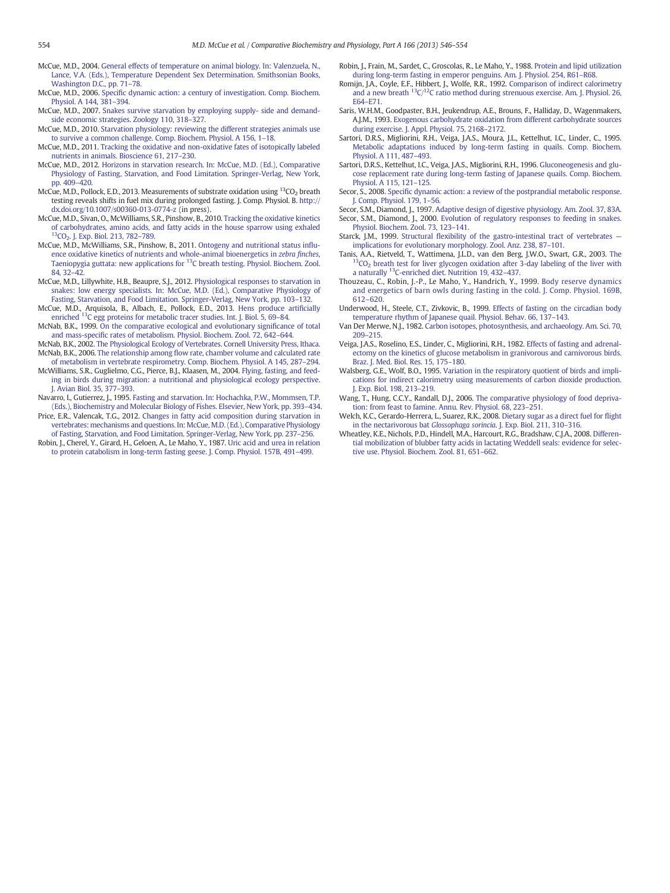McCue, M.D., 2004. General effects of temperature on animal biology. In: Valenzuela, N., Lance, V.A. (Eds.), Temperature Dependent Sex Determination. Smithsonian Books, Washington D.C., pp. 71–78.

McCue, M.D., 2006. Specific dynamic action: a century of investigation. Comp. Biochem. Physiol. A 144, 381–394.

McCue, M.D., 2007. Snakes survive starvation by employing supply- side and demand-side economic strategies. Zoology 110, 318–327.

McCue, M.D., 2010. Starvation physiology: reviewing the different strategies animals use to survive a common challenge. Comp. Biochem. Physiol. A 156, 1–18.

McCue, M.D., 2011. Tracking the oxidative and non-oxidative fates of isotopically labeled nutrients in animals. Bioscience 61, 217–230.

McCue, M.D., 2012. Horizons in starvation research. In: McCue, M.D. (Ed.), Comparative Physiology of Fasting, Starvation, and Food Limitation. Springer-Verlag, New York, pp. 409–420.

McCue, M.D., Pollock, E.D., 2013. Measurements of substrate oxidation using $^{13}CO_2$ breath testing reveals shifts in fuel mix during prolonged fasting. J. Comp. Physiol. B. http://dx.doi.org/10.1007/s00360-013-0774-z (in press).

McCue, M.D., Sivan, O., McWilliams, S.R., Pinshow, B., 2010. Tracking the oxidative kinetics of carbohydrates, amino acids, and fatty acids in the house sparrow using exhaled $^{13}CO_2$. J. Exp. Biol. 213, 782–789.

McCue, M.D., McWilliams, S.R., Pinshow, B., 2011. Ontogeny and nutritional status influence oxidative kinetics of nutrients and whole-animal bioenergetics in *zebra finches*, Taeniopygia guttata: new applications for $^{13}C$ breath testing. Physiol. Biochem. Zool. 84, 32–42.

McCue, M.D., Lillywhite, H.B., Beaupre, S.J., 2012. Physiological responses to starvation in snakes: low energy specialists. In: McCue, M.D. (Ed.), Comparative Physiology of Fasting, Starvation, and Food Limitation. Springer-Verlag, New York, pp. 103–132.

McCue, M.D., Arquisola, B., Albach, E., Pollock, E.D., 2013. Hens produce artificially enriched $^{13}C$ egg proteins for metabolic tracer studies. Int. J. Biol. 5, 69–84.

McNab, B.K., 1999. On the comparative ecological and evolutionary significance of total and mass-specific rates of metabolism. Physiol. Biochem. Zool. 72, 642–644.

McNab, B.K., 2002. The Physiological Ecology of Vertebrates. Cornell University Press, Ithaca.

McNab, B.K., 2006. The relationship among flow rate, chamber volume and calculated rate of metabolism in vertebrate respirometry. Comp. Biochem. Physiol. A 145, 287–294.

McWilliams, S.R., Guglielmo, C.G., Pierce, B.J., Klaasen, M., 2004. Flying, fasting, and feeding in birds during migration: a nutritional and physiological ecology perspective. J. Avian Biol. 35, 377–393.

Navarro, I., Gutierrez, J., 1995. Fasting and starvation. In: Hochachka, P.W., Mommsen, T.P. (Eds.), Biochemistry and Molecular Biology of Fishes. Elsevier, New York, pp. 393–434.

Price, E.R., Valencak, T.G., 2012. Changes in fatty acid composition during starvation in vertebrates: mechanisms and questions. In: McCue, M.D. (Ed.), Comparative Physiology of Fasting, Starvation, and Food Limitation. Springer-Verlag, New York, pp. 237–256.

Robin, J., Cherel, Y., Girard, H., Geloen, A., Le Maho, Y., 1987. Uric acid and urea in relation to protein catabolism in long-term fasting geese. J. Comp. Physiol. 157B, 491–499.

Robin, J., Frain, M., Sardet, C., Groscolas, R., Le Maho, Y., 1988. Protein and lipid utilization during long-term fasting in emperor penguins. Am. J. Physiol. 254, R61–R68.

Romijn, J.A., Coyle, E.F., Hibbert, J., Wolfe, R.R., 1992. Comparison of indirect calorimetry and a new breath $^{13}C/^{12}C$ ratio method during strenuous exercise. Am. J. Physiol. 26, E64–E71.

Saris, W.H.M., Goodpaster, B.H., Jeukendrup, A.E., Brouns, F., Halliday, D., Wagenmakers, A.J.M., 1993. Exogenous carbohydrate oxidation from different carbohydrate sources during exercise. J. Appl. Physiol. 75, 2168–2172.

Sartori, D.R.S., Migliorini, R.H., Veiga, J.A.S., Moura, J.L., Kettelhut, I.C., Linder, C., 1995. Metabolic adaptations induced by long-term fasting in quails. Comp. Biochem. Physiol. A 111, 487–493.

Sartori, D.R.S., Kettelhut, I.C., Veiga, J.A.S., Migliorini, R.H., 1996. Gluconeogenesis and glucose replacement rate during long-term fasting of Japanese quails. Comp. Biochem. Physiol. A 115, 121–125.

Secor, S., 2008. Specific dynamic action: a review of the postprandial metabolic response. J. Comp. Physiol. 179, 1–56.

Secor, S.M., Diamond, J., 1997. Adaptive design of digestive physiology. Am. Zool. 37, 83A.

Secor, S.M., Diamond, J., 2000. Evolution of regulatory responses to feeding in snakes. Physiol. Biochem. Zool. 73, 123–141.

Starck, J.M., 1999. Structural flexibility of the gastro-intestinal tract of vertebrates — implications for evolutionary morphology. Zool. Anz. 238, 87–101.

Tanis, A.A., Rietveld, T., Wattimena, J.L.D., van den Berg, J.W.O., Swart, G.R., 2003. The $^{13}CO_2$ breath test for liver glycogen oxidation after 3-day labeling of the liver with a naturally $^{13}C$-enriched diet. Nutrition 19, 432–437.

Thouzeau, C., Robin, J.-P., Le Maho, Y., Handrich, Y., 1999. Body reserve dynamics and energetics of barn owls during fasting in the cold. J. Comp. Physiol. 169B, 612–620.

Underwood, H., Steele, C.T., Zivkovic, B., 1999. Effects of fasting on the circadian body temperature rhythm of Japanese quail. Physiol. Behav. 66, 137–143.

Van Der Merwe, N.J., 1982. Carbon isotopes, photosynthesis, and archaeology. Am. Sci. 70, 209–215.

Veiga, J.A.S., Roselino, E.S., Linder, C., Migliorini, R.H., 1982. Effects of fasting and adrenalectomy on the kinetics of glucose metabolism in granivorous and carnivorous birds. Braz. J. Med. Biol. Res. 15, 175–180.

Walsberg, G.E., Wolf, B.O., 1995. Variation in the respiratory quotient of birds and implications for indirect calorimetry using measurements of carbon dioxide production. J. Exp. Biol. 198, 213–219.

Wang, T., Hung, C.C.Y., Randall, D.J., 2006. The comparative physiology of food deprivation: from feast to famine. Annu. Rev. Physiol. 68, 223–251.

Welch, K.C., Gerardo-Herrera, L., Suarez, R.K., 2008. Dietary sugar as a direct fuel for flight in the nectarivorous bat *Glossophaga sorincia*. J. Exp. Biol. 211, 310–316.

Wheatley, K.E., Nichols, P.D., Hindell, M.A., Harcourt, R.G., Bradshaw, C.J.A., 2008. Differential mobilization of blubber fatty acids in lactating Weddell seals: evidence for selective use. Physiol. Biochem. Zool. 81, 651–662.